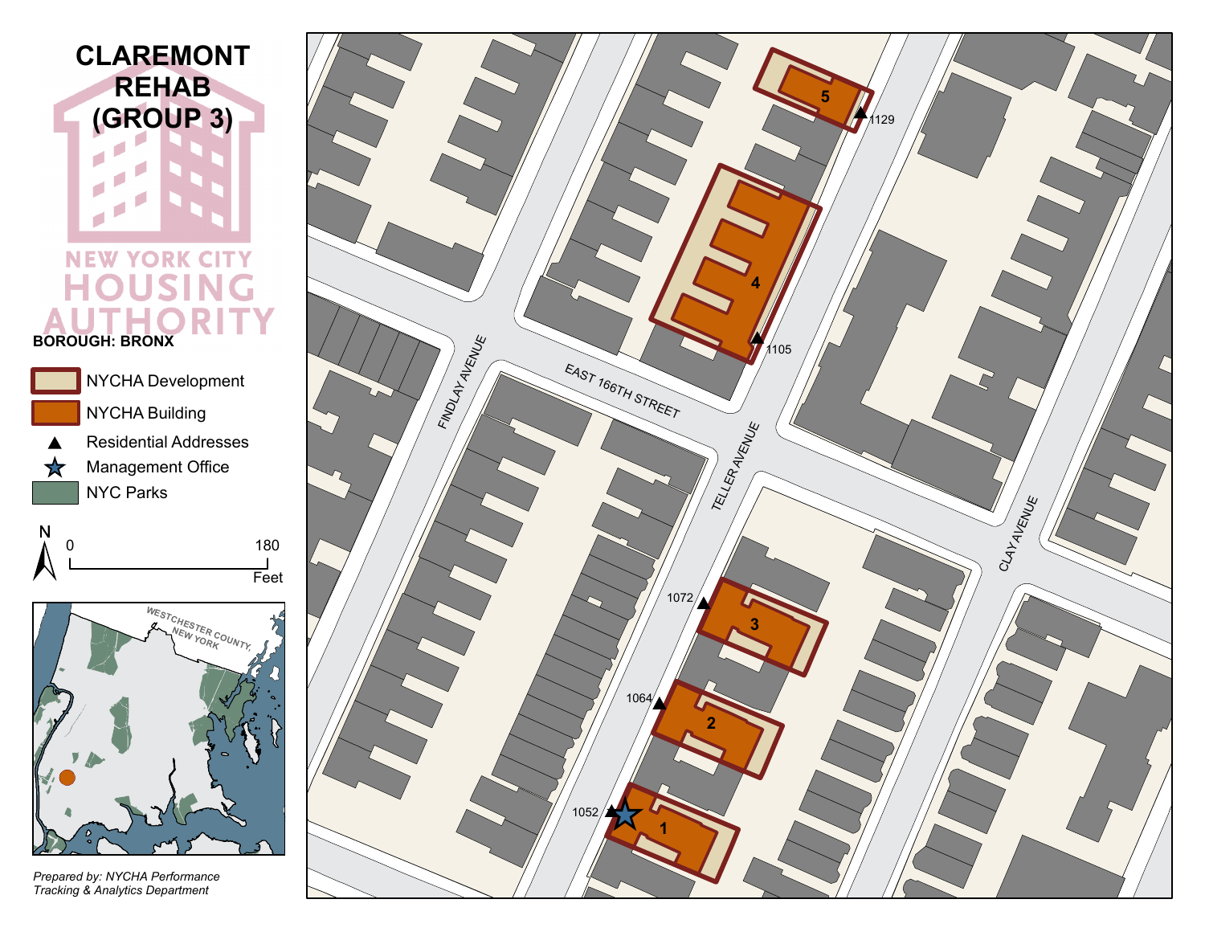# CLAREMONT REHAB (GROUP 3)

NEW YORK CITY HOUSING AUTHORITY

**BOROUGH: BRONX**

- NYCHA Development
- NYCHA Building
- Residential Addresses
- Management Office
- NYC Parks

N

0 180 Feet

WESTCHESTER COUNTY, NEW YORK

FINDLAY AVENUE

EAST 166TH STREET

TELLER AVENUE

CLAY AVENUE

5 — 1129

4 — 1105

3 — 1072

2 — 1064

1 — 1052

*Prepared by: NYCHA Performance Tracking & Analytics Department*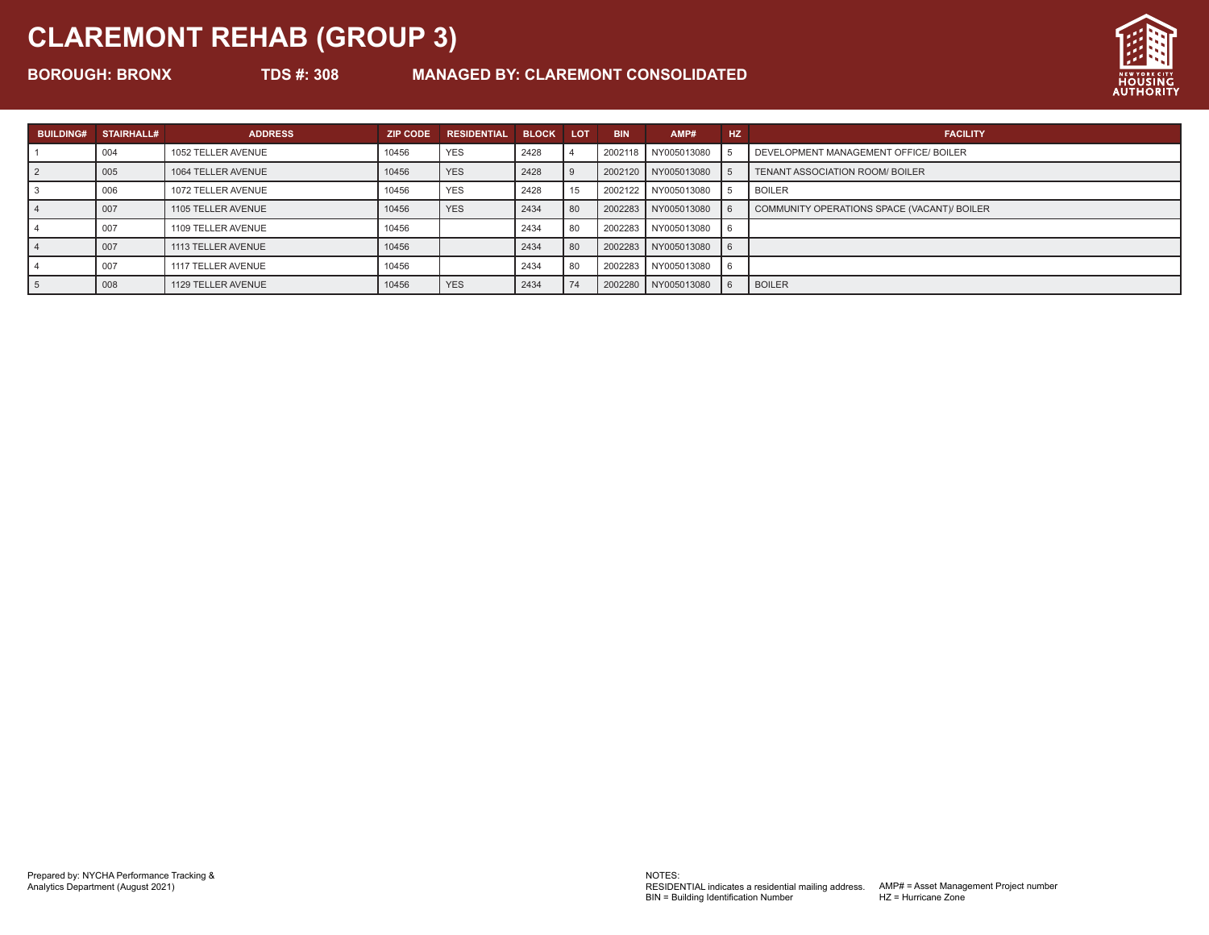# CLAREMONT REHAB (GROUP 3)

**BOROUGH: BRONX** **TDS #: 308** **MANAGED BY: CLAREMONT CONSOLIDATED**

| BUILDING# | STAIRHALL# | ADDRESS | ZIP CODE | RESIDENTIAL | BLOCK | LOT | BIN | AMP# | HZ | FACILITY |
|---|---|---|---|---|---|---|---|---|---|---|
| 1 | 004 | 1052 TELLER AVENUE | 10456 | YES | 2428 | 4 | 2002118 | NY005013080 | 5 | DEVELOPMENT MANAGEMENT OFFICE/ BOILER |
| 2 | 005 | 1064 TELLER AVENUE | 10456 | YES | 2428 | 9 | 2002120 | NY005013080 | 5 | TENANT ASSOCIATION ROOM/ BOILER |
| 3 | 006 | 1072 TELLER AVENUE | 10456 | YES | 2428 | 15 | 2002122 | NY005013080 | 5 | BOILER |
| 4 | 007 | 1105 TELLER AVENUE | 10456 | YES | 2434 | 80 | 2002283 | NY005013080 | 6 | COMMUNITY OPERATIONS SPACE (VACANT)/ BOILER |
| 4 | 007 | 1109 TELLER AVENUE | 10456 | | 2434 | 80 | 2002283 | NY005013080 | 6 | |
| 4 | 007 | 1113 TELLER AVENUE | 10456 | | 2434 | 80 | 2002283 | NY005013080 | 6 | |
| 4 | 007 | 1117 TELLER AVENUE | 10456 | | 2434 | 80 | 2002283 | NY005013080 | 6 | |
| 5 | 008 | 1129 TELLER AVENUE | 10456 | YES | 2434 | 74 | 2002280 | NY005013080 | 6 | BOILER |

Prepared by: NYCHA Performance Tracking & Analytics Department (August 2021)

NOTES:
RESIDENTIAL indicates a residential mailing address.
BIN = Building Identification Number
AMP# = Asset Management Project number
HZ = Hurricane Zone